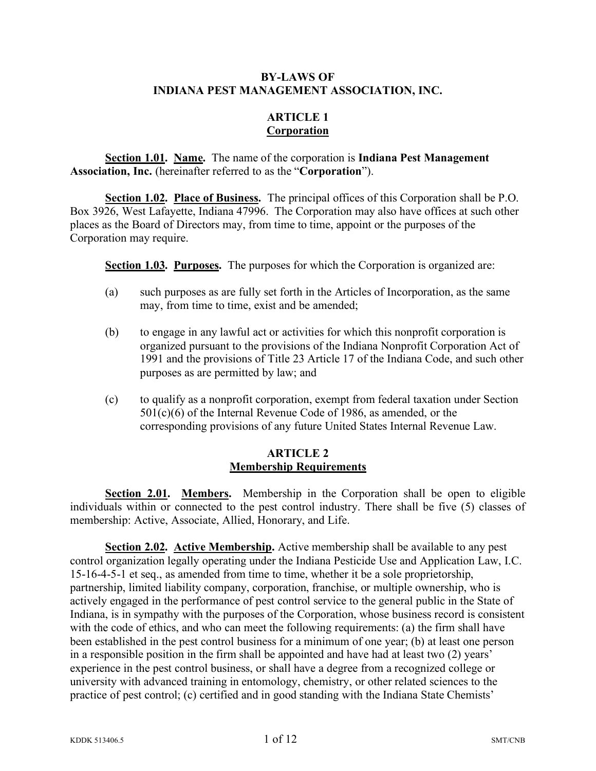# BY-LAWS OF
# INDIANA PEST MANAGEMENT ASSOCIATION, INC.

## ARTICLE 1
## Corporation

**Section 1.01. Name.** The name of the corporation is **Indiana Pest Management Association, Inc.** (hereinafter referred to as the "**Corporation**").

**Section 1.02. Place of Business.** The principal offices of this Corporation shall be P.O. Box 3926, West Lafayette, Indiana 47996. The Corporation may also have offices at such other places as the Board of Directors may, from time to time, appoint or the purposes of the Corporation may require.

**Section 1.03. Purposes.** The purposes for which the Corporation is organized are:

(a) such purposes as are fully set forth in the Articles of Incorporation, as the same may, from time to time, exist and be amended;

(b) to engage in any lawful act or activities for which this nonprofit corporation is organized pursuant to the provisions of the Indiana Nonprofit Corporation Act of 1991 and the provisions of Title 23 Article 17 of the Indiana Code, and such other purposes as are permitted by law; and

(c) to qualify as a nonprofit corporation, exempt from federal taxation under Section 501(c)(6) of the Internal Revenue Code of 1986, as amended, or the corresponding provisions of any future United States Internal Revenue Law.

## ARTICLE 2
## Membership Requirements

**Section 2.01. Members.** Membership in the Corporation shall be open to eligible individuals within or connected to the pest control industry. There shall be five (5) classes of membership: Active, Associate, Allied, Honorary, and Life.

**Section 2.02. Active Membership.** Active membership shall be available to any pest control organization legally operating under the Indiana Pesticide Use and Application Law, I.C. 15-16-4-5-1 et seq., as amended from time to time, whether it be a sole proprietorship, partnership, limited liability company, corporation, franchise, or multiple ownership, who is actively engaged in the performance of pest control service to the general public in the State of Indiana, is in sympathy with the purposes of the Corporation, whose business record is consistent with the code of ethics, and who can meet the following requirements: (a) the firm shall have been established in the pest control business for a minimum of one year; (b) at least one person in a responsible position in the firm shall be appointed and have had at least two (2) years' experience in the pest control business, or shall have a degree from a recognized college or university with advanced training in entomology, chemistry, or other related sciences to the practice of pest control; (c) certified and in good standing with the Indiana State Chemists'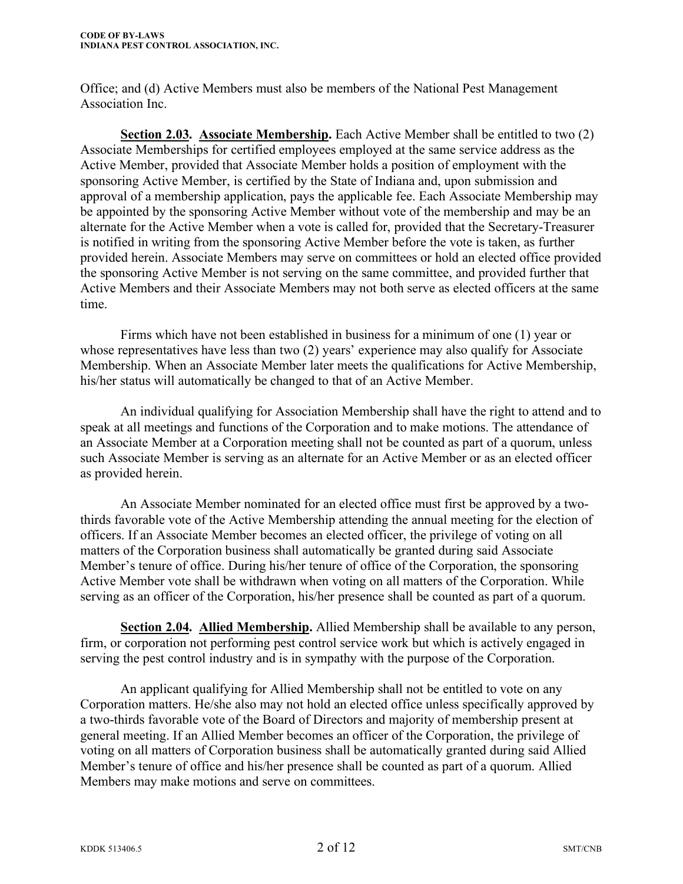Office; and (d) Active Members must also be members of the National Pest Management Association Inc.

**<u>Section 2.03</u>. <u>Associate Membership</u>.** Each Active Member shall be entitled to two (2) Associate Memberships for certified employees employed at the same service address as the Active Member, provided that Associate Member holds a position of employment with the sponsoring Active Member, is certified by the State of Indiana and, upon submission and approval of a membership application, pays the applicable fee. Each Associate Membership may be appointed by the sponsoring Active Member without vote of the membership and may be an alternate for the Active Member when a vote is called for, provided that the Secretary-Treasurer is notified in writing from the sponsoring Active Member before the vote is taken, as further provided herein. Associate Members may serve on committees or hold an elected office provided the sponsoring Active Member is not serving on the same committee, and provided further that Active Members and their Associate Members may not both serve as elected officers at the same time.

Firms which have not been established in business for a minimum of one (1) year or whose representatives have less than two (2) years' experience may also qualify for Associate Membership. When an Associate Member later meets the qualifications for Active Membership, his/her status will automatically be changed to that of an Active Member.

An individual qualifying for Association Membership shall have the right to attend and to speak at all meetings and functions of the Corporation and to make motions. The attendance of an Associate Member at a Corporation meeting shall not be counted as part of a quorum, unless such Associate Member is serving as an alternate for an Active Member or as an elected officer as provided herein.

An Associate Member nominated for an elected office must first be approved by a two-thirds favorable vote of the Active Membership attending the annual meeting for the election of officers. If an Associate Member becomes an elected officer, the privilege of voting on all matters of the Corporation business shall automatically be granted during said Associate Member's tenure of office. During his/her tenure of office of the Corporation, the sponsoring Active Member vote shall be withdrawn when voting on all matters of the Corporation. While serving as an officer of the Corporation, his/her presence shall be counted as part of a quorum.

**<u>Section 2.04</u>. <u>Allied Membership</u>.** Allied Membership shall be available to any person, firm, or corporation not performing pest control service work but which is actively engaged in serving the pest control industry and is in sympathy with the purpose of the Corporation.

An applicant qualifying for Allied Membership shall not be entitled to vote on any Corporation matters. He/she also may not hold an elected office unless specifically approved by a two-thirds favorable vote of the Board of Directors and majority of membership present at general meeting. If an Allied Member becomes an officer of the Corporation, the privilege of voting on all matters of Corporation business shall be automatically granted during said Allied Member's tenure of office and his/her presence shall be counted as part of a quorum. Allied Members may make motions and serve on committees.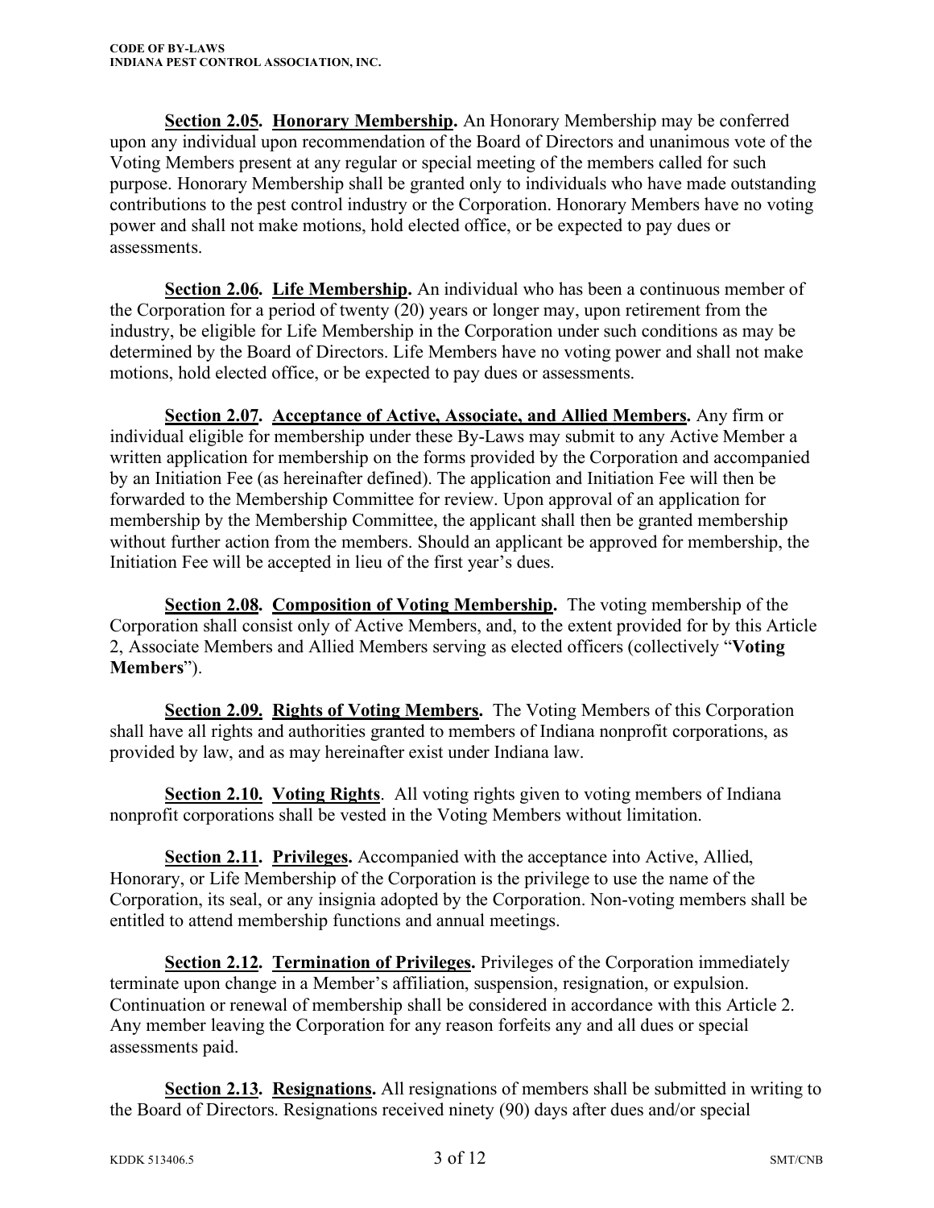**Section 2.05. Honorary Membership.** An Honorary Membership may be conferred upon any individual upon recommendation of the Board of Directors and unanimous vote of the Voting Members present at any regular or special meeting of the members called for such purpose. Honorary Membership shall be granted only to individuals who have made outstanding contributions to the pest control industry or the Corporation. Honorary Members have no voting power and shall not make motions, hold elected office, or be expected to pay dues or assessments.

**Section 2.06. Life Membership.** An individual who has been a continuous member of the Corporation for a period of twenty (20) years or longer may, upon retirement from the industry, be eligible for Life Membership in the Corporation under such conditions as may be determined by the Board of Directors. Life Members have no voting power and shall not make motions, hold elected office, or be expected to pay dues or assessments.

**Section 2.07. Acceptance of Active, Associate, and Allied Members.** Any firm or individual eligible for membership under these By-Laws may submit to any Active Member a written application for membership on the forms provided by the Corporation and accompanied by an Initiation Fee (as hereinafter defined). The application and Initiation Fee will then be forwarded to the Membership Committee for review. Upon approval of an application for membership by the Membership Committee, the applicant shall then be granted membership without further action from the members. Should an applicant be approved for membership, the Initiation Fee will be accepted in lieu of the first year's dues.

**Section 2.08. Composition of Voting Membership.** The voting membership of the Corporation shall consist only of Active Members, and, to the extent provided for by this Article 2, Associate Members and Allied Members serving as elected officers (collectively "**Voting Members**").

**Section 2.09. Rights of Voting Members.** The Voting Members of this Corporation shall have all rights and authorities granted to members of Indiana nonprofit corporations, as provided by law, and as may hereinafter exist under Indiana law.

**Section 2.10. Voting Rights**. All voting rights given to voting members of Indiana nonprofit corporations shall be vested in the Voting Members without limitation.

**Section 2.11. Privileges.** Accompanied with the acceptance into Active, Allied, Honorary, or Life Membership of the Corporation is the privilege to use the name of the Corporation, its seal, or any insignia adopted by the Corporation. Non-voting members shall be entitled to attend membership functions and annual meetings.

**Section 2.12. Termination of Privileges.** Privileges of the Corporation immediately terminate upon change in a Member's affiliation, suspension, resignation, or expulsion. Continuation or renewal of membership shall be considered in accordance with this Article 2. Any member leaving the Corporation for any reason forfeits any and all dues or special assessments paid.

**Section 2.13. Resignations.** All resignations of members shall be submitted in writing to the Board of Directors. Resignations received ninety (90) days after dues and/or special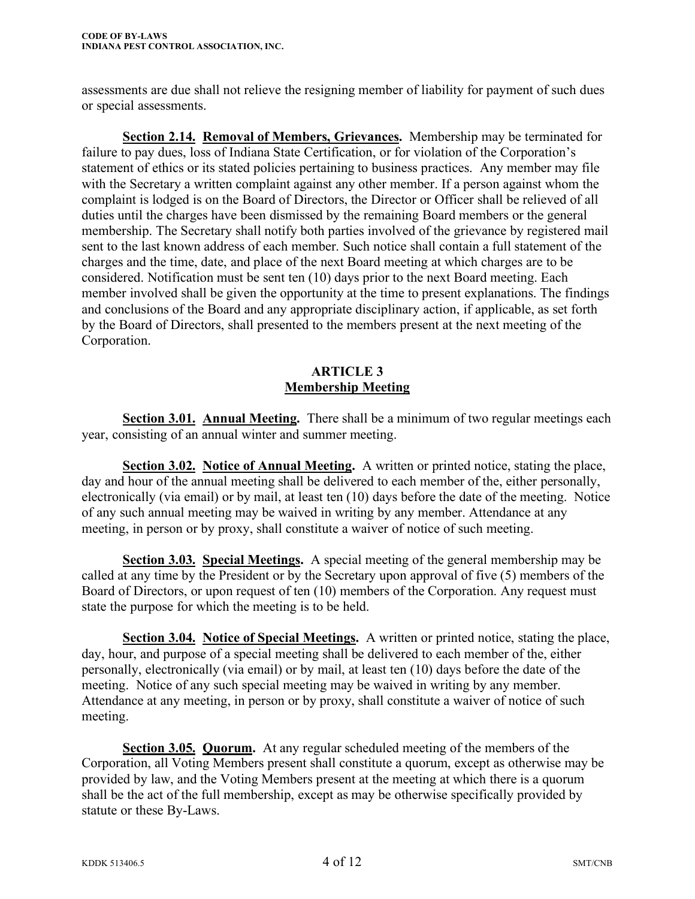assessments are due shall not relieve the resigning member of liability for payment of such dues or special assessments.

**Section 2.14. Removal of Members, Grievances.** Membership may be terminated for failure to pay dues, loss of Indiana State Certification, or for violation of the Corporation's statement of ethics or its stated policies pertaining to business practices. Any member may file with the Secretary a written complaint against any other member. If a person against whom the complaint is lodged is on the Board of Directors, the Director or Officer shall be relieved of all duties until the charges have been dismissed by the remaining Board members or the general membership. The Secretary shall notify both parties involved of the grievance by registered mail sent to the last known address of each member. Such notice shall contain a full statement of the charges and the time, date, and place of the next Board meeting at which charges are to be considered. Notification must be sent ten (10) days prior to the next Board meeting. Each member involved shall be given the opportunity at the time to present explanations. The findings and conclusions of the Board and any appropriate disciplinary action, if applicable, as set forth by the Board of Directors, shall presented to the members present at the next meeting of the Corporation.

## ARTICLE 3
## Membership Meeting

**Section 3.01. Annual Meeting.** There shall be a minimum of two regular meetings each year, consisting of an annual winter and summer meeting.

**Section 3.02. Notice of Annual Meeting.** A written or printed notice, stating the place, day and hour of the annual meeting shall be delivered to each member of the, either personally, electronically (via email) or by mail, at least ten (10) days before the date of the meeting. Notice of any such annual meeting may be waived in writing by any member. Attendance at any meeting, in person or by proxy, shall constitute a waiver of notice of such meeting.

**Section 3.03. Special Meetings.** A special meeting of the general membership may be called at any time by the President or by the Secretary upon approval of five (5) members of the Board of Directors, or upon request of ten (10) members of the Corporation. Any request must state the purpose for which the meeting is to be held.

**Section 3.04. Notice of Special Meetings.** A written or printed notice, stating the place, day, hour, and purpose of a special meeting shall be delivered to each member of the, either personally, electronically (via email) or by mail, at least ten (10) days before the date of the meeting. Notice of any such special meeting may be waived in writing by any member. Attendance at any meeting, in person or by proxy, shall constitute a waiver of notice of such meeting.

**Section 3.05. Quorum.** At any regular scheduled meeting of the members of the Corporation, all Voting Members present shall constitute a quorum, except as otherwise may be provided by law, and the Voting Members present at the meeting at which there is a quorum shall be the act of the full membership, except as may be otherwise specifically provided by statute or these By-Laws.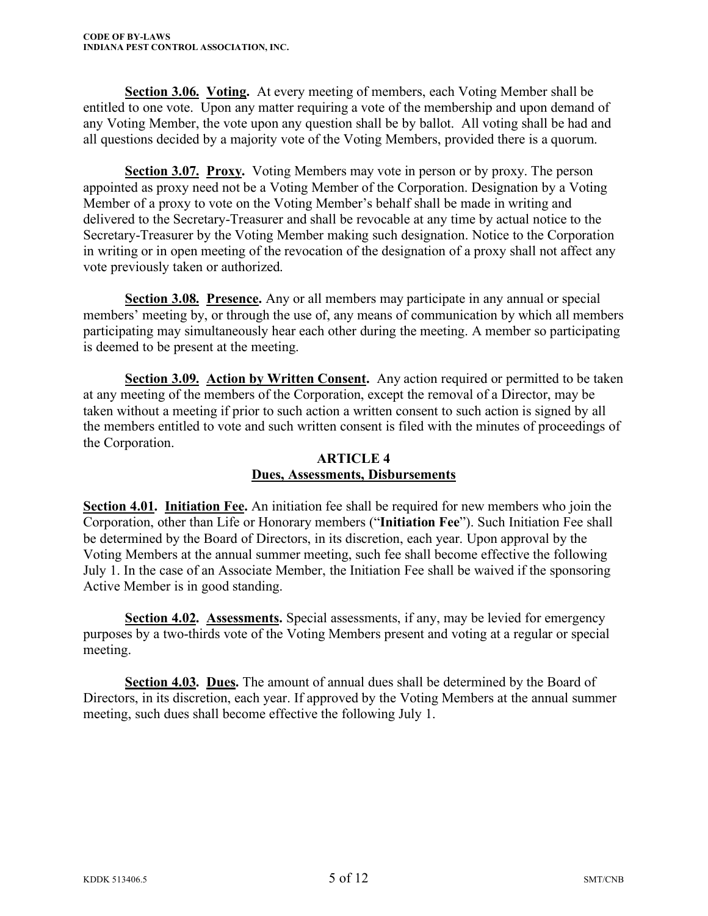**Section 3.06. Voting.** At every meeting of members, each Voting Member shall be entitled to one vote. Upon any matter requiring a vote of the membership and upon demand of any Voting Member, the vote upon any question shall be by ballot. All voting shall be had and all questions decided by a majority vote of the Voting Members, provided there is a quorum.

**Section 3.07. Proxy.** Voting Members may vote in person or by proxy. The person appointed as proxy need not be a Voting Member of the Corporation. Designation by a Voting Member of a proxy to vote on the Voting Member's behalf shall be made in writing and delivered to the Secretary-Treasurer and shall be revocable at any time by actual notice to the Secretary-Treasurer by the Voting Member making such designation. Notice to the Corporation in writing or in open meeting of the revocation of the designation of a proxy shall not affect any vote previously taken or authorized.

**Section 3.08. Presence.** Any or all members may participate in any annual or special members' meeting by, or through the use of, any means of communication by which all members participating may simultaneously hear each other during the meeting. A member so participating is deemed to be present at the meeting.

**Section 3.09. Action by Written Consent.** Any action required or permitted to be taken at any meeting of the members of the Corporation, except the removal of a Director, may be taken without a meeting if prior to such action a written consent to such action is signed by all the members entitled to vote and such written consent is filed with the minutes of proceedings of the Corporation.

## ARTICLE 4
## Dues, Assessments, Disbursements

**Section 4.01. Initiation Fee.** An initiation fee shall be required for new members who join the Corporation, other than Life or Honorary members ("**Initiation Fee**"). Such Initiation Fee shall be determined by the Board of Directors, in its discretion, each year. Upon approval by the Voting Members at the annual summer meeting, such fee shall become effective the following July 1. In the case of an Associate Member, the Initiation Fee shall be waived if the sponsoring Active Member is in good standing.

**Section 4.02. Assessments.** Special assessments, if any, may be levied for emergency purposes by a two-thirds vote of the Voting Members present and voting at a regular or special meeting.

**Section 4.03. Dues.** The amount of annual dues shall be determined by the Board of Directors, in its discretion, each year. If approved by the Voting Members at the annual summer meeting, such dues shall become effective the following July 1.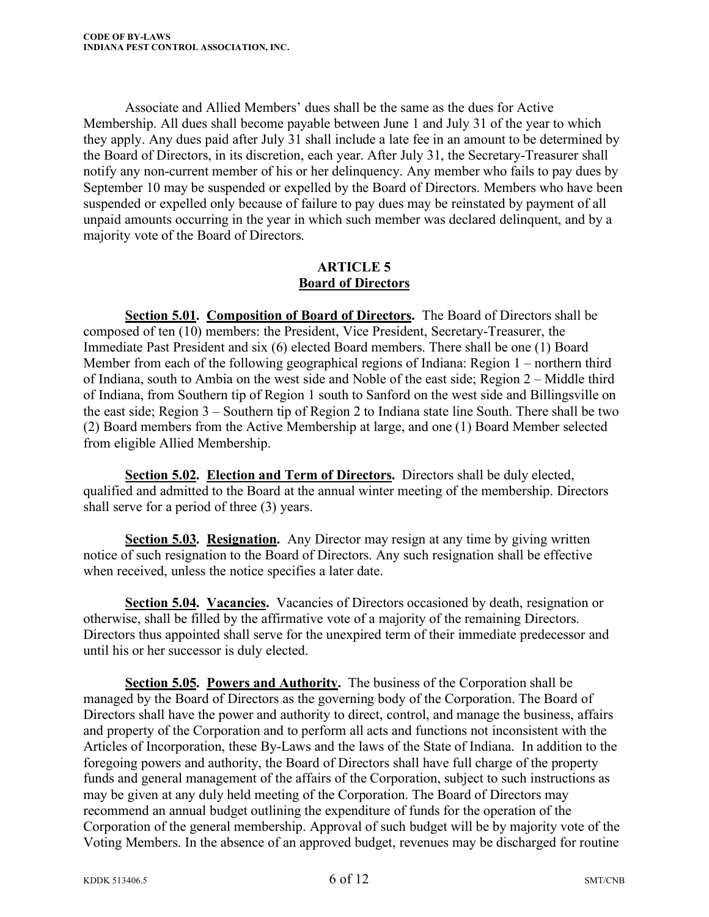Associate and Allied Members' dues shall be the same as the dues for Active Membership. All dues shall become payable between June 1 and July 31 of the year to which they apply. Any dues paid after July 31 shall include a late fee in an amount to be determined by the Board of Directors, in its discretion, each year. After July 31, the Secretary-Treasurer shall notify any non-current member of his or her delinquency. Any member who fails to pay dues by September 10 may be suspended or expelled by the Board of Directors. Members who have been suspended or expelled only because of failure to pay dues may be reinstated by payment of all unpaid amounts occurring in the year in which such member was declared delinquent, and by a majority vote of the Board of Directors.

## ARTICLE 5
## Board of Directors

**Section 5.01. Composition of Board of Directors.** The Board of Directors shall be composed of ten (10) members: the President, Vice President, Secretary-Treasurer, the Immediate Past President and six (6) elected Board members. There shall be one (1) Board Member from each of the following geographical regions of Indiana: Region 1 – northern third of Indiana, south to Ambia on the west side and Noble of the east side; Region 2 – Middle third of Indiana, from Southern tip of Region 1 south to Sanford on the west side and Billingsville on the east side; Region 3 – Southern tip of Region 2 to Indiana state line South. There shall be two (2) Board members from the Active Membership at large, and one (1) Board Member selected from eligible Allied Membership.

**Section 5.02. Election and Term of Directors.** Directors shall be duly elected, qualified and admitted to the Board at the annual winter meeting of the membership. Directors shall serve for a period of three (3) years.

**Section 5.03. Resignation.** Any Director may resign at any time by giving written notice of such resignation to the Board of Directors. Any such resignation shall be effective when received, unless the notice specifies a later date.

**Section 5.04. Vacancies.** Vacancies of Directors occasioned by death, resignation or otherwise, shall be filled by the affirmative vote of a majority of the remaining Directors. Directors thus appointed shall serve for the unexpired term of their immediate predecessor and until his or her successor is duly elected.

**Section 5.05. Powers and Authority.** The business of the Corporation shall be managed by the Board of Directors as the governing body of the Corporation. The Board of Directors shall have the power and authority to direct, control, and manage the business, affairs and property of the Corporation and to perform all acts and functions not inconsistent with the Articles of Incorporation, these By-Laws and the laws of the State of Indiana. In addition to the foregoing powers and authority, the Board of Directors shall have full charge of the property funds and general management of the affairs of the Corporation, subject to such instructions as may be given at any duly held meeting of the Corporation. The Board of Directors may recommend an annual budget outlining the expenditure of funds for the operation of the Corporation of the general membership. Approval of such budget will be by majority vote of the Voting Members. In the absence of an approved budget, revenues may be discharged for routine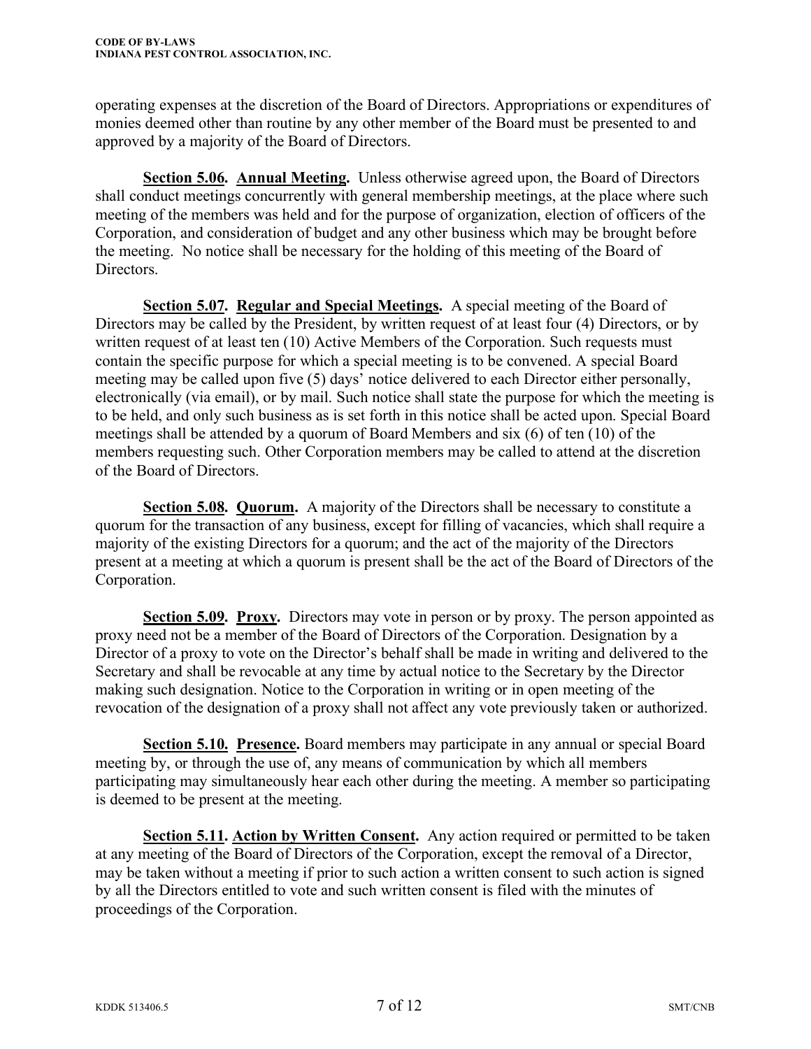operating expenses at the discretion of the Board of Directors. Appropriations or expenditures of monies deemed other than routine by any other member of the Board must be presented to and approved by a majority of the Board of Directors.

**Section 5.06. Annual Meeting.** Unless otherwise agreed upon, the Board of Directors shall conduct meetings concurrently with general membership meetings, at the place where such meeting of the members was held and for the purpose of organization, election of officers of the Corporation, and consideration of budget and any other business which may be brought before the meeting. No notice shall be necessary for the holding of this meeting of the Board of Directors.

**Section 5.07. Regular and Special Meetings.** A special meeting of the Board of Directors may be called by the President, by written request of at least four (4) Directors, or by written request of at least ten (10) Active Members of the Corporation. Such requests must contain the specific purpose for which a special meeting is to be convened. A special Board meeting may be called upon five (5) days' notice delivered to each Director either personally, electronically (via email), or by mail. Such notice shall state the purpose for which the meeting is to be held, and only such business as is set forth in this notice shall be acted upon. Special Board meetings shall be attended by a quorum of Board Members and six (6) of ten (10) of the members requesting such. Other Corporation members may be called to attend at the discretion of the Board of Directors.

**Section 5.08. Quorum.** A majority of the Directors shall be necessary to constitute a quorum for the transaction of any business, except for filling of vacancies, which shall require a majority of the existing Directors for a quorum; and the act of the majority of the Directors present at a meeting at which a quorum is present shall be the act of the Board of Directors of the Corporation.

**Section 5.09. Proxy.** Directors may vote in person or by proxy. The person appointed as proxy need not be a member of the Board of Directors of the Corporation. Designation by a Director of a proxy to vote on the Director's behalf shall be made in writing and delivered to the Secretary and shall be revocable at any time by actual notice to the Secretary by the Director making such designation. Notice to the Corporation in writing or in open meeting of the revocation of the designation of a proxy shall not affect any vote previously taken or authorized.

**Section 5.10. Presence.** Board members may participate in any annual or special Board meeting by, or through the use of, any means of communication by which all members participating may simultaneously hear each other during the meeting. A member so participating is deemed to be present at the meeting.

**Section 5.11. Action by Written Consent.** Any action required or permitted to be taken at any meeting of the Board of Directors of the Corporation, except the removal of a Director, may be taken without a meeting if prior to such action a written consent to such action is signed by all the Directors entitled to vote and such written consent is filed with the minutes of proceedings of the Corporation.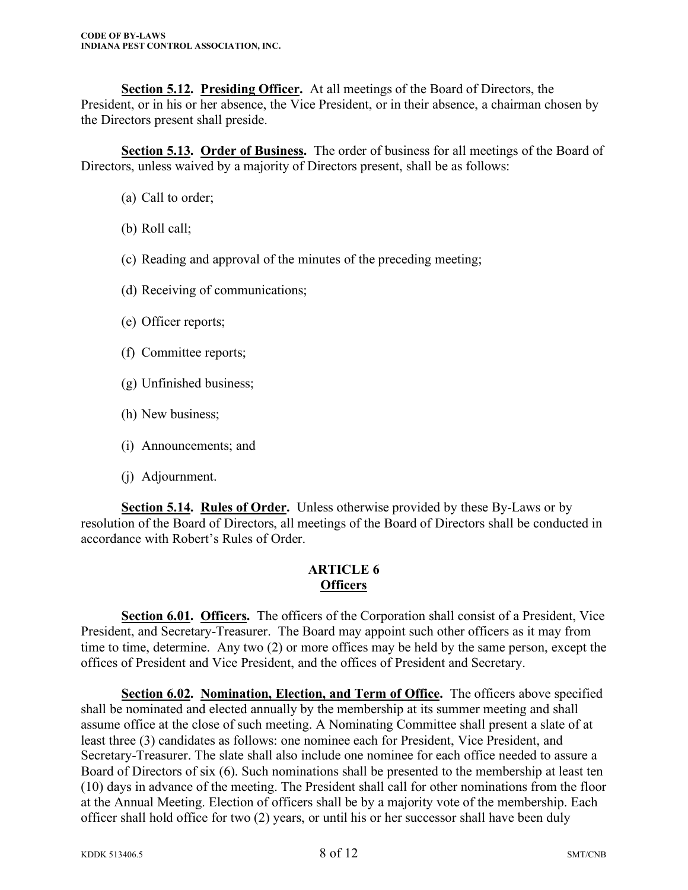**Section 5.12. Presiding Officer.** At all meetings of the Board of Directors, the President, or in his or her absence, the Vice President, or in their absence, a chairman chosen by the Directors present shall preside.

**Section 5.13. Order of Business.** The order of business for all meetings of the Board of Directors, unless waived by a majority of Directors present, shall be as follows:

(a) Call to order;

(b) Roll call;

(c) Reading and approval of the minutes of the preceding meeting;

(d) Receiving of communications;

(e) Officer reports;

(f) Committee reports;

(g) Unfinished business;

(h) New business;

(i) Announcements; and

(j) Adjournment.

**Section 5.14. Rules of Order.** Unless otherwise provided by these By-Laws or by resolution of the Board of Directors, all meetings of the Board of Directors shall be conducted in accordance with Robert's Rules of Order.

## ARTICLE 6
## Officers

**Section 6.01. Officers.** The officers of the Corporation shall consist of a President, Vice President, and Secretary-Treasurer. The Board may appoint such other officers as it may from time to time, determine. Any two (2) or more offices may be held by the same person, except the offices of President and Vice President, and the offices of President and Secretary.

**Section 6.02. Nomination, Election, and Term of Office.** The officers above specified shall be nominated and elected annually by the membership at its summer meeting and shall assume office at the close of such meeting. A Nominating Committee shall present a slate of at least three (3) candidates as follows: one nominee each for President, Vice President, and Secretary-Treasurer. The slate shall also include one nominee for each office needed to assure a Board of Directors of six (6). Such nominations shall be presented to the membership at least ten (10) days in advance of the meeting. The President shall call for other nominations from the floor at the Annual Meeting. Election of officers shall be by a majority vote of the membership. Each officer shall hold office for two (2) years, or until his or her successor shall have been duly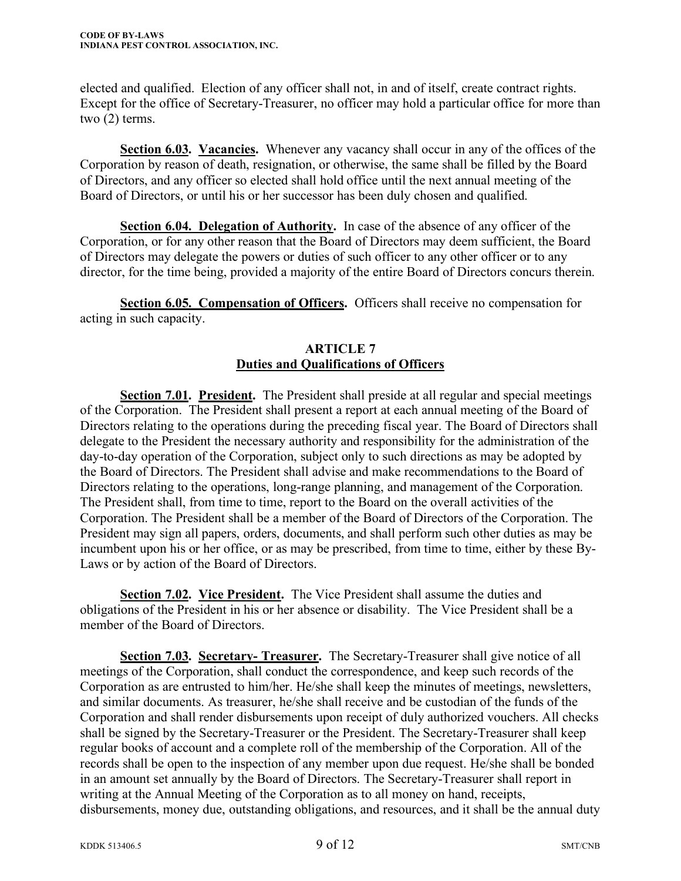elected and qualified. Election of any officer shall not, in and of itself, create contract rights. Except for the office of Secretary-Treasurer, no officer may hold a particular office for more than two (2) terms.

**Section 6.03. Vacancies.** Whenever any vacancy shall occur in any of the offices of the Corporation by reason of death, resignation, or otherwise, the same shall be filled by the Board of Directors, and any officer so elected shall hold office until the next annual meeting of the Board of Directors, or until his or her successor has been duly chosen and qualified.

**Section 6.04. Delegation of Authority.** In case of the absence of any officer of the Corporation, or for any other reason that the Board of Directors may deem sufficient, the Board of Directors may delegate the powers or duties of such officer to any other officer or to any director, for the time being, provided a majority of the entire Board of Directors concurs therein.

**Section 6.05. Compensation of Officers.** Officers shall receive no compensation for acting in such capacity.

## ARTICLE 7
## Duties and Qualifications of Officers

**Section 7.01. President.** The President shall preside at all regular and special meetings of the Corporation. The President shall present a report at each annual meeting of the Board of Directors relating to the operations during the preceding fiscal year. The Board of Directors shall delegate to the President the necessary authority and responsibility for the administration of the day-to-day operation of the Corporation, subject only to such directions as may be adopted by the Board of Directors. The President shall advise and make recommendations to the Board of Directors relating to the operations, long-range planning, and management of the Corporation. The President shall, from time to time, report to the Board on the overall activities of the Corporation. The President shall be a member of the Board of Directors of the Corporation. The President may sign all papers, orders, documents, and shall perform such other duties as may be incumbent upon his or her office, or as may be prescribed, from time to time, either by these By-Laws or by action of the Board of Directors.

**Section 7.02. Vice President.** The Vice President shall assume the duties and obligations of the President in his or her absence or disability. The Vice President shall be a member of the Board of Directors.

**Section 7.03. Secretary- Treasurer.** The Secretary-Treasurer shall give notice of all meetings of the Corporation, shall conduct the correspondence, and keep such records of the Corporation as are entrusted to him/her. He/she shall keep the minutes of meetings, newsletters, and similar documents. As treasurer, he/she shall receive and be custodian of the funds of the Corporation and shall render disbursements upon receipt of duly authorized vouchers. All checks shall be signed by the Secretary-Treasurer or the President. The Secretary-Treasurer shall keep regular books of account and a complete roll of the membership of the Corporation. All of the records shall be open to the inspection of any member upon due request. He/she shall be bonded in an amount set annually by the Board of Directors. The Secretary-Treasurer shall report in writing at the Annual Meeting of the Corporation as to all money on hand, receipts, disbursements, money due, outstanding obligations, and resources, and it shall be the annual duty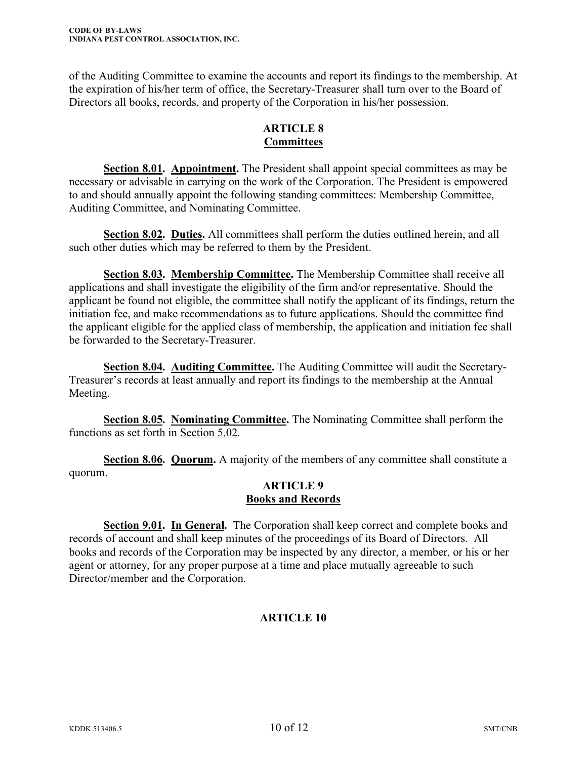of the Auditing Committee to examine the accounts and report its findings to the membership. At the expiration of his/her term of office, the Secretary-Treasurer shall turn over to the Board of Directors all books, records, and property of the Corporation in his/her possession.

## ARTICLE 8
## Committees

**Section 8.01. Appointment.** The President shall appoint special committees as may be necessary or advisable in carrying on the work of the Corporation. The President is empowered to and should annually appoint the following standing committees: Membership Committee, Auditing Committee, and Nominating Committee.

**Section 8.02. Duties.** All committees shall perform the duties outlined herein, and all such other duties which may be referred to them by the President.

**Section 8.03. Membership Committee.** The Membership Committee shall receive all applications and shall investigate the eligibility of the firm and/or representative. Should the applicant be found not eligible, the committee shall notify the applicant of its findings, return the initiation fee, and make recommendations as to future applications. Should the committee find the applicant eligible for the applied class of membership, the application and initiation fee shall be forwarded to the Secretary-Treasurer.

**Section 8.04. Auditing Committee.** The Auditing Committee will audit the Secretary-Treasurer's records at least annually and report its findings to the membership at the Annual Meeting.

**Section 8.05. Nominating Committee.** The Nominating Committee shall perform the functions as set forth in Section 5.02.

**Section 8.06. Quorum.** A majority of the members of any committee shall constitute a quorum.

## ARTICLE 9
## Books and Records

**Section 9.01. In General.** The Corporation shall keep correct and complete books and records of account and shall keep minutes of the proceedings of its Board of Directors. All books and records of the Corporation may be inspected by any director, a member, or his or her agent or attorney, for any proper purpose at a time and place mutually agreeable to such Director/member and the Corporation.

## ARTICLE 10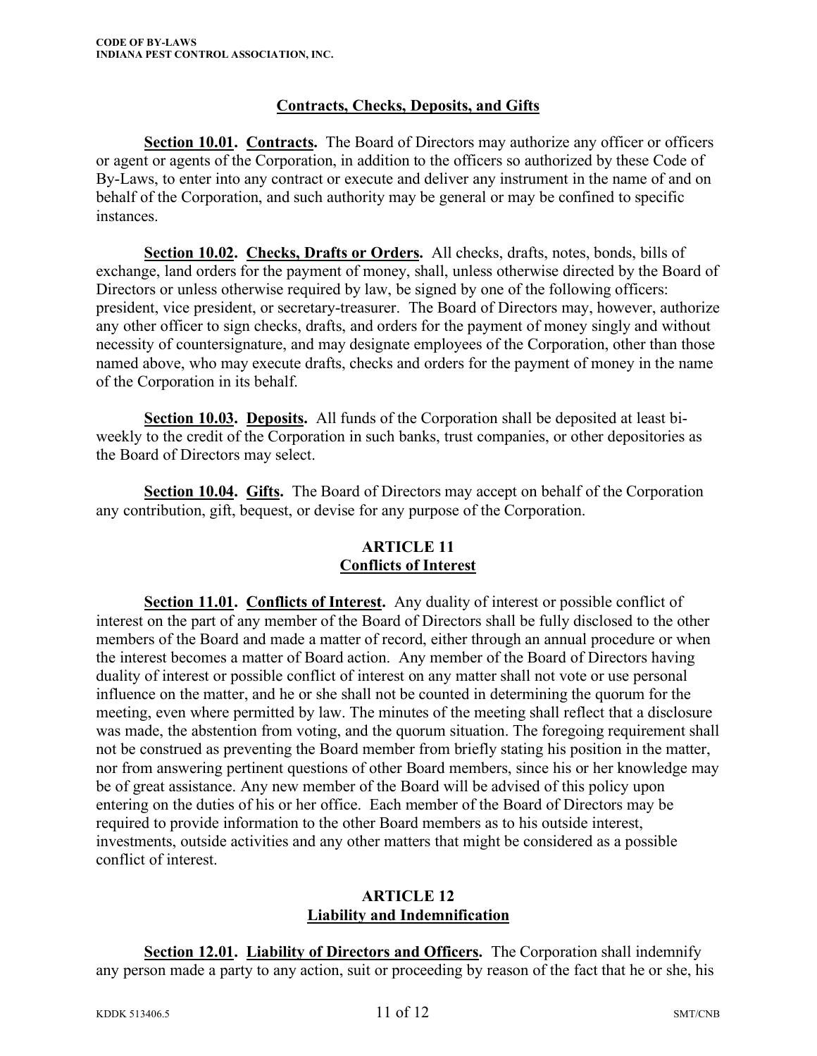## Contracts, Checks, Deposits, and Gifts

**Section 10.01. Contracts.** The Board of Directors may authorize any officer or officers or agent or agents of the Corporation, in addition to the officers so authorized by these Code of By-Laws, to enter into any contract or execute and deliver any instrument in the name of and on behalf of the Corporation, and such authority may be general or may be confined to specific instances.

**Section 10.02. Checks, Drafts or Orders.** All checks, drafts, notes, bonds, bills of exchange, land orders for the payment of money, shall, unless otherwise directed by the Board of Directors or unless otherwise required by law, be signed by one of the following officers: president, vice president, or secretary-treasurer. The Board of Directors may, however, authorize any other officer to sign checks, drafts, and orders for the payment of money singly and without necessity of countersignature, and may designate employees of the Corporation, other than those named above, who may execute drafts, checks and orders for the payment of money in the name of the Corporation in its behalf.

**Section 10.03. Deposits.** All funds of the Corporation shall be deposited at least bi-weekly to the credit of the Corporation in such banks, trust companies, or other depositories as the Board of Directors may select.

**Section 10.04. Gifts.** The Board of Directors may accept on behalf of the Corporation any contribution, gift, bequest, or devise for any purpose of the Corporation.

## ARTICLE 11
## Conflicts of Interest

**Section 11.01. Conflicts of Interest.** Any duality of interest or possible conflict of interest on the part of any member of the Board of Directors shall be fully disclosed to the other members of the Board and made a matter of record, either through an annual procedure or when the interest becomes a matter of Board action. Any member of the Board of Directors having duality of interest or possible conflict of interest on any matter shall not vote or use personal influence on the matter, and he or she shall not be counted in determining the quorum for the meeting, even where permitted by law. The minutes of the meeting shall reflect that a disclosure was made, the abstention from voting, and the quorum situation. The foregoing requirement shall not be construed as preventing the Board member from briefly stating his position in the matter, nor from answering pertinent questions of other Board members, since his or her knowledge may be of great assistance. Any new member of the Board will be advised of this policy upon entering on the duties of his or her office. Each member of the Board of Directors may be required to provide information to the other Board members as to his outside interest, investments, outside activities and any other matters that might be considered as a possible conflict of interest.

## ARTICLE 12
## Liability and Indemnification

**Section 12.01. Liability of Directors and Officers.** The Corporation shall indemnify any person made a party to any action, suit or proceeding by reason of the fact that he or she, his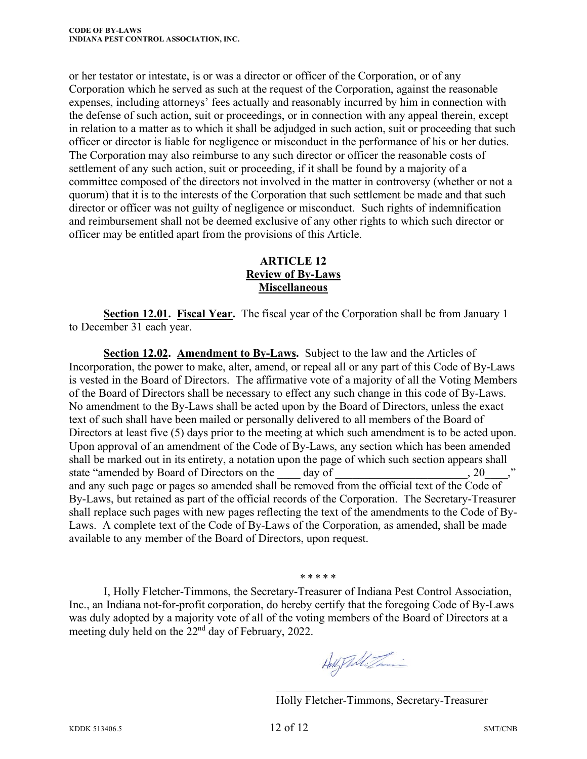or her testator or intestate, is or was a director or officer of the Corporation, or of any Corporation which he served as such at the request of the Corporation, against the reasonable expenses, including attorneys' fees actually and reasonably incurred by him in connection with the defense of such action, suit or proceedings, or in connection with any appeal therein, except in relation to a matter as to which it shall be adjudged in such action, suit or proceeding that such officer or director is liable for negligence or misconduct in the performance of his or her duties. The Corporation may also reimburse to any such director or officer the reasonable costs of settlement of any such action, suit or proceeding, if it shall be found by a majority of a committee composed of the directors not involved in the matter in controversy (whether or not a quorum) that it is to the interests of the Corporation that such settlement be made and that such director or officer was not guilty of negligence or misconduct. Such rights of indemnification and reimbursement shall not be deemed exclusive of any other rights to which such director or officer may be entitled apart from the provisions of this Article.

## ARTICLE 12
## Review of By-Laws
## Miscellaneous

**Section 12.01. Fiscal Year.** The fiscal year of the Corporation shall be from January 1 to December 31 each year.

**Section 12.02. Amendment to By-Laws.** Subject to the law and the Articles of Incorporation, the power to make, alter, amend, or repeal all or any part of this Code of By-Laws is vested in the Board of Directors. The affirmative vote of a majority of all the Voting Members of the Board of Directors shall be necessary to effect any such change in this code of By-Laws. No amendment to the By-Laws shall be acted upon by the Board of Directors, unless the exact text of such shall have been mailed or personally delivered to all members of the Board of Directors at least five (5) days prior to the meeting at which such amendment is to be acted upon. Upon approval of an amendment of the Code of By-Laws, any section which has been amended shall be marked out in its entirety, a notation upon the page of which such section appears shall state "amended by Board of Directors on the ____ day of ______________________, 20____," and any such page or pages so amended shall be removed from the official text of the Code of By-Laws, but retained as part of the official records of the Corporation. The Secretary-Treasurer shall replace such pages with new pages reflecting the text of the amendments to the Code of By-Laws. A complete text of the Code of By-Laws of the Corporation, as amended, shall be made available to any member of the Board of Directors, upon request.

\* \* \* \* \*

I, Holly Fletcher-Timmons, the Secretary-Treasurer of Indiana Pest Control Association, Inc., an Indiana not-for-profit corporation, do hereby certify that the foregoing Code of By-Laws was duly adopted by a majority vote of all of the voting members of the Board of Directors at a meeting duly held on the 22nd day of February, 2022.

Holly Fletcher-Timmons, Secretary-Treasurer

KDDK 513406.5 SMT/CNB